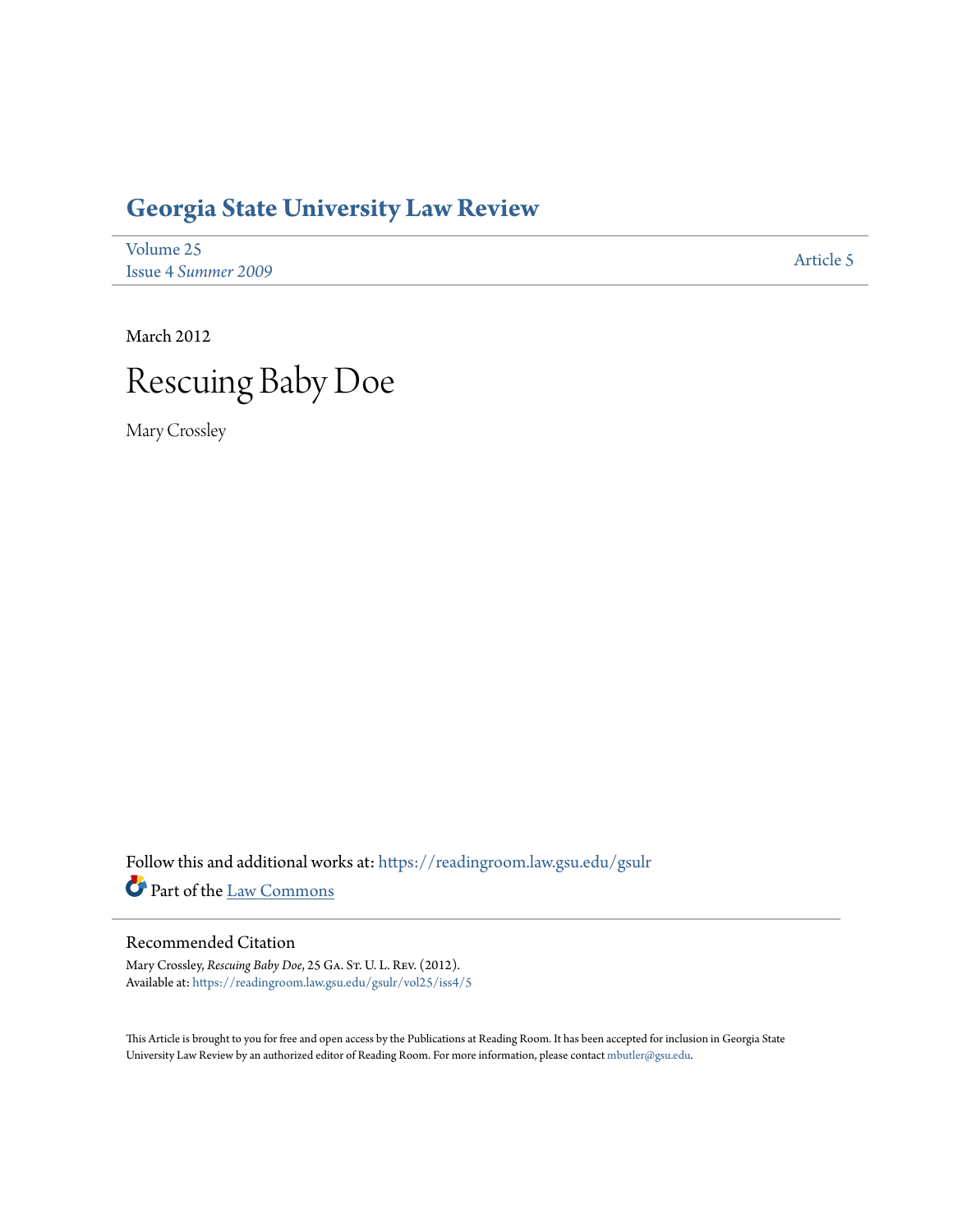# Georgia State University Law Review

Volume 25
Issue 4 *Summer 2009*

Article 5

March 2012

# Rescuing Baby Doe

Mary Crossley

Follow this and additional works at: https://readingroom.law.gsu.edu/gsulr

Part of the Law Commons

## Recommended Citation

Mary Crossley, *Rescuing Baby Doe*, 25 Ga. St. U. L. Rev. (2012).
Available at: https://readingroom.law.gsu.edu/gsulr/vol25/iss4/5

This Article is brought to you for free and open access by the Publications at Reading Room. It has been accepted for inclusion in Georgia State University Law Review by an authorized editor of Reading Room. For more information, please contact mbutler@gsu.edu.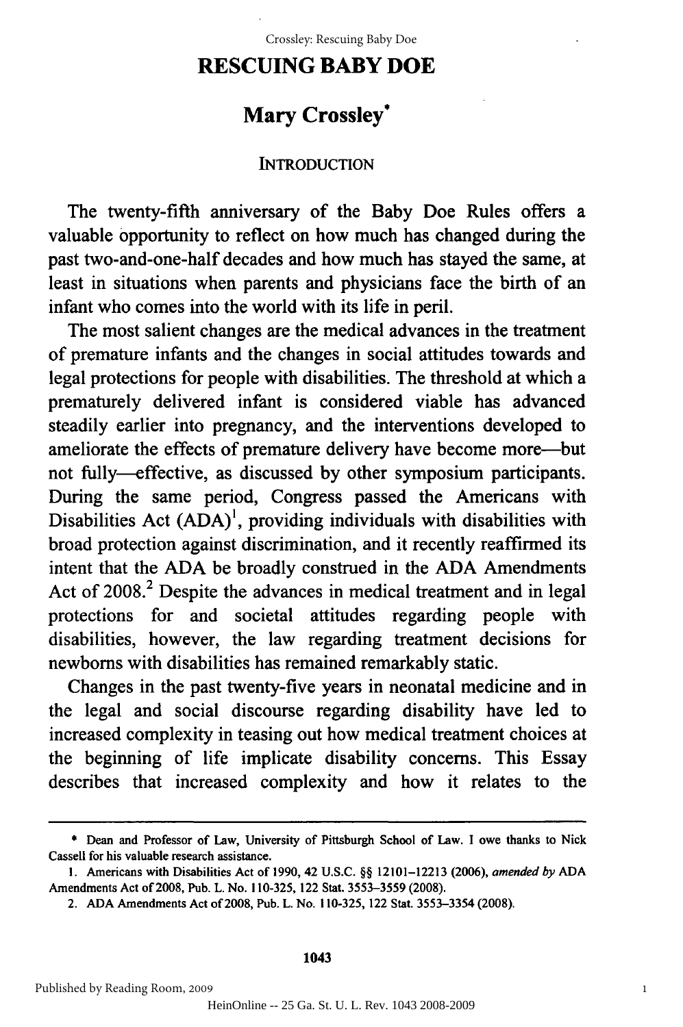# RESCUING BABY DOE

## Mary Crossley*

### INTRODUCTION

The twenty-fifth anniversary of the Baby Doe Rules offers a valuable opportunity to reflect on how much has changed during the past two-and-one-half decades and how much has stayed the same, at least in situations when parents and physicians face the birth of an infant who comes into the world with its life in peril.

The most salient changes are the medical advances in the treatment of premature infants and the changes in social attitudes towards and legal protections for people with disabilities. The threshold at which a prematurely delivered infant is considered viable has advanced steadily earlier into pregnancy, and the interventions developed to ameliorate the effects of premature delivery have become more—but not fully—effective, as discussed by other symposium participants. During the same period, Congress passed the Americans with Disabilities Act (ADA)[1], providing individuals with disabilities with broad protection against discrimination, and it recently reaffirmed its intent that the ADA be broadly construed in the ADA Amendments Act of 2008.[2] Despite the advances in medical treatment and in legal protections for and societal attitudes regarding people with disabilities, however, the law regarding treatment decisions for newborns with disabilities has remained remarkably static.

Changes in the past twenty-five years in neonatal medicine and in the legal and social discourse regarding disability have led to increased complexity in teasing out how medical treatment choices at the beginning of life implicate disability concerns. This Essay describes that increased complexity and how it relates to the

---

\* Dean and Professor of Law, University of Pittsburgh School of Law. I owe thanks to Nick Cassell for his valuable research assistance.

1. Americans with Disabilities Act of 1990, 42 U.S.C. §§ 12101–12213 (2006), *amended by* ADA Amendments Act of 2008, Pub. L. No. 110-325, 122 Stat. 3553–3559 (2008).

2. ADA Amendments Act of 2008, Pub. L. No. 110-325, 122 Stat. 3553–3354 (2008).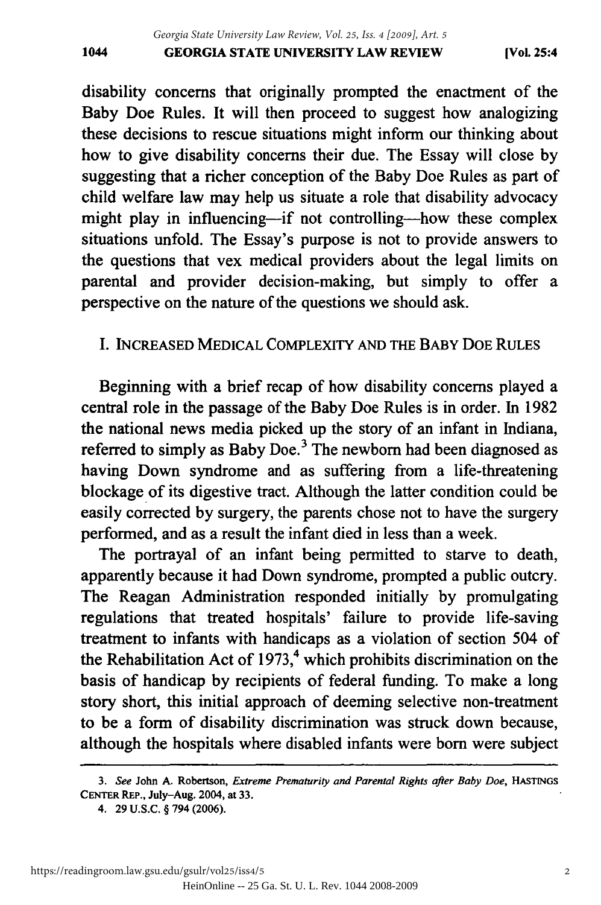disability concerns that originally prompted the enactment of the Baby Doe Rules. It will then proceed to suggest how analogizing these decisions to rescue situations might inform our thinking about how to give disability concerns their due. The Essay will close by suggesting that a richer conception of the Baby Doe Rules as part of child welfare law may help us situate a role that disability advocacy might play in influencing—if not controlling—how these complex situations unfold. The Essay's purpose is not to provide answers to the questions that vex medical providers about the legal limits on parental and provider decision-making, but simply to offer a perspective on the nature of the questions we should ask.

## I. INCREASED MEDICAL COMPLEXITY AND THE BABY DOE RULES

Beginning with a brief recap of how disability concerns played a central role in the passage of the Baby Doe Rules is in order. In 1982 the national news media picked up the story of an infant in Indiana, referred to simply as Baby Doe.[3] The newborn had been diagnosed as having Down syndrome and as suffering from a life-threatening blockage of its digestive tract. Although the latter condition could be easily corrected by surgery, the parents chose not to have the surgery performed, and as a result the infant died in less than a week.

The portrayal of an infant being permitted to starve to death, apparently because it had Down syndrome, prompted a public outcry. The Reagan Administration responded initially by promulgating regulations that treated hospitals' failure to provide life-saving treatment to infants with handicaps as a violation of section 504 of the Rehabilitation Act of 1973,[4] which prohibits discrimination on the basis of handicap by recipients of federal funding. To make a long story short, this initial approach of deeming selective non-treatment to be a form of disability discrimination was struck down because, although the hospitals where disabled infants were born were subject

---

3. *See* John A. Robertson, *Extreme Prematurity and Parental Rights after Baby Doe*, HASTINGS CENTER REP., July–Aug. 2004, at 33.

4. 29 U.S.C. § 794 (2006).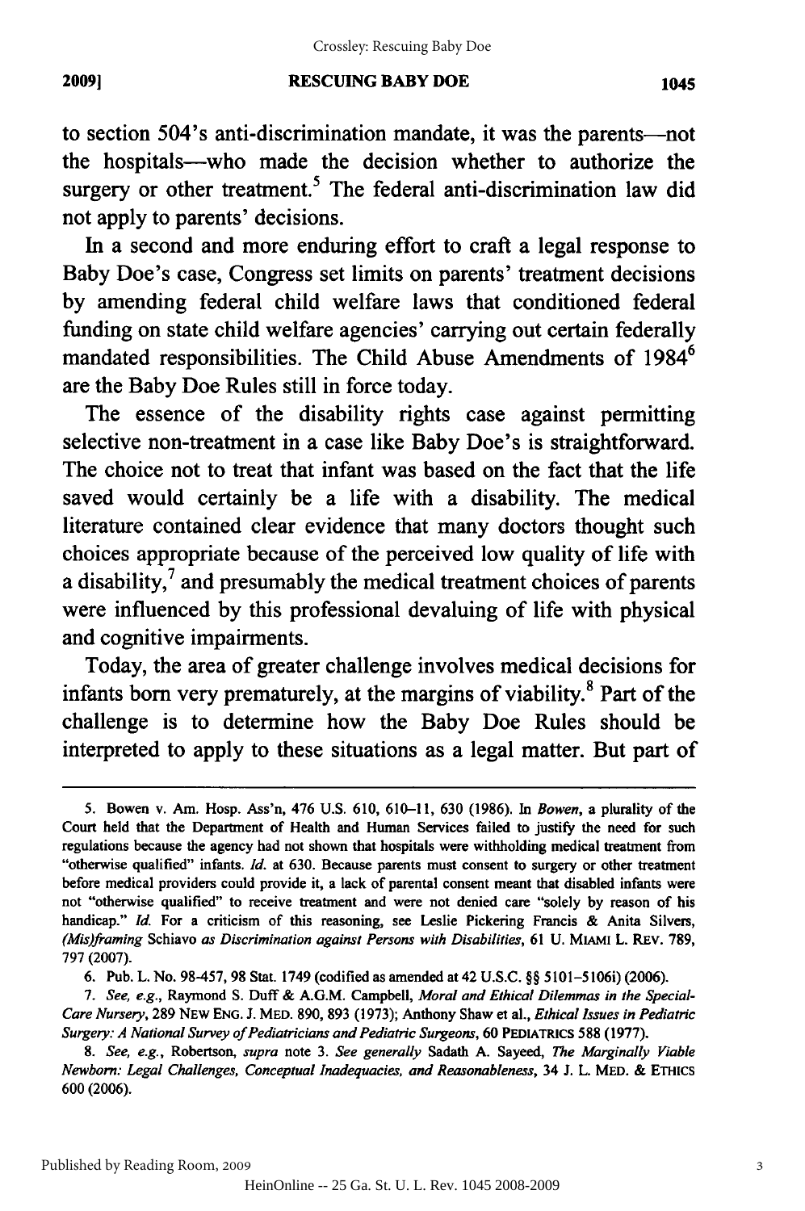to section 504's anti-discrimination mandate, it was the parents—not the hospitals—who made the decision whether to authorize the surgery or other treatment.[5] The federal anti-discrimination law did not apply to parents' decisions.

In a second and more enduring effort to craft a legal response to Baby Doe's case, Congress set limits on parents' treatment decisions by amending federal child welfare laws that conditioned federal funding on state child welfare agencies' carrying out certain federally mandated responsibilities. The Child Abuse Amendments of 1984[6] are the Baby Doe Rules still in force today.

The essence of the disability rights case against permitting selective non-treatment in a case like Baby Doe's is straightforward. The choice not to treat that infant was based on the fact that the life saved would certainly be a life with a disability. The medical literature contained clear evidence that many doctors thought such choices appropriate because of the perceived low quality of life with a disability,[7] and presumably the medical treatment choices of parents were influenced by this professional devaluing of life with physical and cognitive impairments.

Today, the area of greater challenge involves medical decisions for infants born very prematurely, at the margins of viability.[8] Part of the challenge is to determine how the Baby Doe Rules should be interpreted to apply to these situations as a legal matter. But part of

---

5. Bowen v. Am. Hosp. Ass'n, 476 U.S. 610, 610–11, 630 (1986). In *Bowen*, a plurality of the Court held that the Department of Health and Human Services failed to justify the need for such regulations because the agency had not shown that hospitals were withholding medical treatment from "otherwise qualified" infants. *Id.* at 630. Because parents must consent to surgery or other treatment before medical providers could provide it, a lack of parental consent meant that disabled infants were not "otherwise qualified" to receive treatment and were not denied care "solely by reason of his handicap." *Id.* For a criticism of this reasoning, see Leslie Pickering Francis & Anita Silvers, *(Mis)framing* Schiavo *as Discrimination against Persons with Disabilities*, 61 U. MIAMI L. REV. 789, 797 (2007).

6. Pub. L. No. 98-457, 98 Stat. 1749 (codified as amended at 42 U.S.C. §§ 5101–5106i) (2006).

7. *See, e.g.*, Raymond S. Duff & A.G.M. Campbell, *Moral and Ethical Dilemmas in the Special-Care Nursery*, 289 NEW ENG. J. MED. 890, 893 (1973); Anthony Shaw et al., *Ethical Issues in Pediatric Surgery: A National Survey of Pediatricians and Pediatric Surgeons*, 60 PEDIATRICS 588 (1977).

8. *See, e.g.*, Robertson, *supra* note 3. *See generally* Sadath A. Sayeed, *The Marginally Viable Newborn: Legal Challenges, Conceptual Inadequacies, and Reasonableness*, 34 J. L. MED. & ETHICS 600 (2006).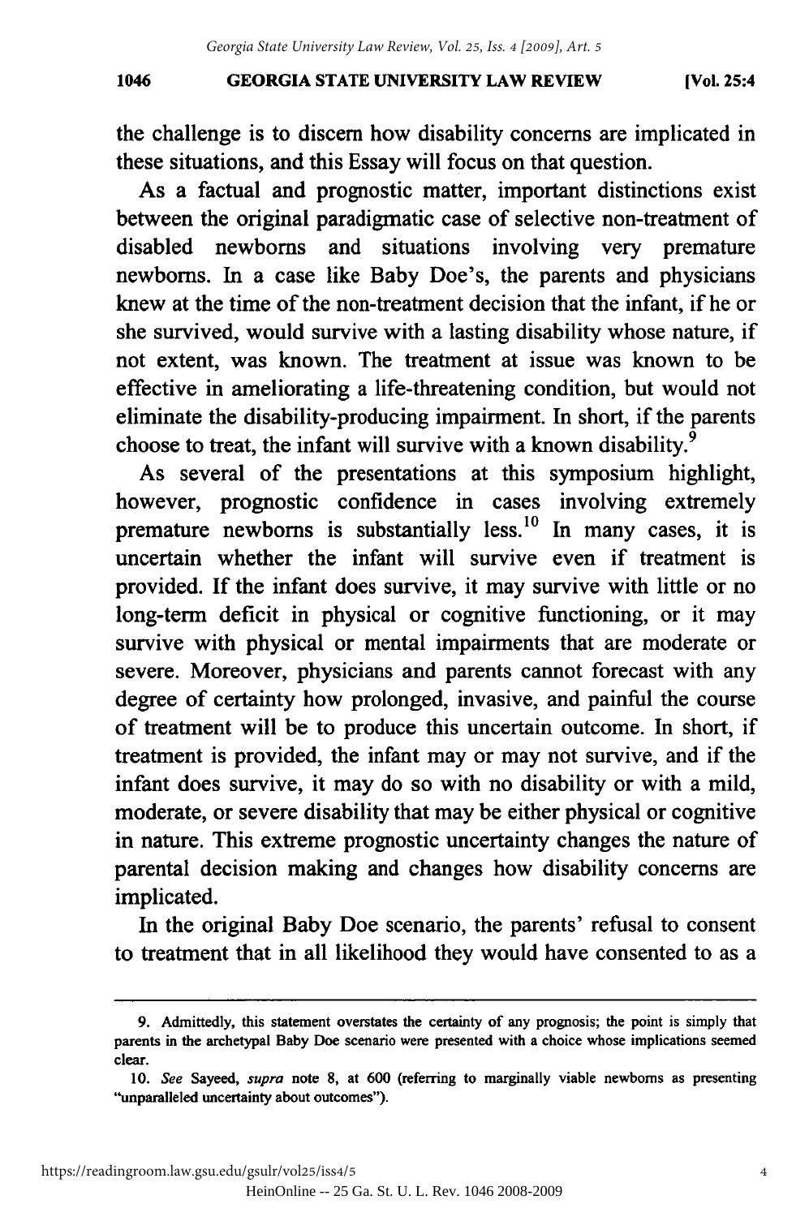the challenge is to discern how disability concerns are implicated in these situations, and this Essay will focus on that question.

As a factual and prognostic matter, important distinctions exist between the original paradigmatic case of selective non-treatment of disabled newborns and situations involving very premature newborns. In a case like Baby Doe's, the parents and physicians knew at the time of the non-treatment decision that the infant, if he or she survived, would survive with a lasting disability whose nature, if not extent, was known. The treatment at issue was known to be effective in ameliorating a life-threatening condition, but would not eliminate the disability-producing impairment. In short, if the parents choose to treat, the infant will survive with a known disability.[9]

As several of the presentations at this symposium highlight, however, prognostic confidence in cases involving extremely premature newborns is substantially less.[10] In many cases, it is uncertain whether the infant will survive even if treatment is provided. If the infant does survive, it may survive with little or no long-term deficit in physical or cognitive functioning, or it may survive with physical or mental impairments that are moderate or severe. Moreover, physicians and parents cannot forecast with any degree of certainty how prolonged, invasive, and painful the course of treatment will be to produce this uncertain outcome. In short, if treatment is provided, the infant may or may not survive, and if the infant does survive, it may do so with no disability or with a mild, moderate, or severe disability that may be either physical or cognitive in nature. This extreme prognostic uncertainty changes the nature of parental decision making and changes how disability concerns are implicated.

In the original Baby Doe scenario, the parents' refusal to consent to treatment that in all likelihood they would have consented to as a

---

9. Admittedly, this statement overstates the certainty of any prognosis; the point is simply that parents in the archetypal Baby Doe scenario were presented with a choice whose implications seemed clear.

10. *See* Sayeed, *supra* note 8, at 600 (referring to marginally viable newborns as presenting "unparalleled uncertainty about outcomes").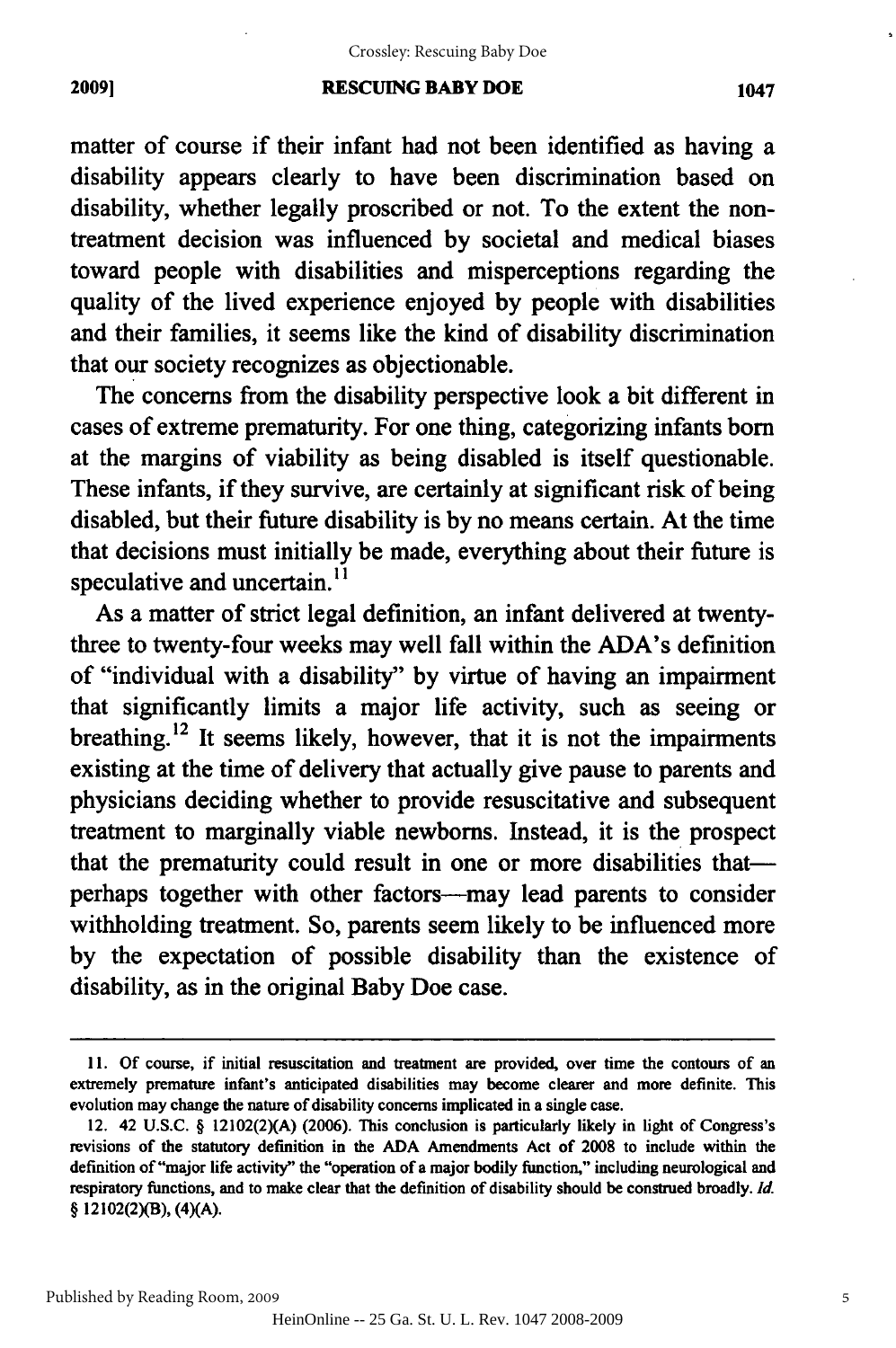matter of course if their infant had not been identified as having a disability appears clearly to have been discrimination based on disability, whether legally proscribed or not. To the extent the non-treatment decision was influenced by societal and medical biases toward people with disabilities and misperceptions regarding the quality of the lived experience enjoyed by people with disabilities and their families, it seems like the kind of disability discrimination that our society recognizes as objectionable.

The concerns from the disability perspective look a bit different in cases of extreme prematurity. For one thing, categorizing infants born at the margins of viability as being disabled is itself questionable. These infants, if they survive, are certainly at significant risk of being disabled, but their future disability is by no means certain. At the time that decisions must initially be made, everything about their future is speculative and uncertain.[11]

As a matter of strict legal definition, an infant delivered at twenty-three to twenty-four weeks may well fall within the ADA's definition of "individual with a disability" by virtue of having an impairment that significantly limits a major life activity, such as seeing or breathing.[12] It seems likely, however, that it is not the impairments existing at the time of delivery that actually give pause to parents and physicians deciding whether to provide resuscitative and subsequent treatment to marginally viable newborns. Instead, it is the prospect that the prematurity could result in one or more disabilities that—perhaps together with other factors—may lead parents to consider withholding treatment. So, parents seem likely to be influenced more by the expectation of possible disability than the existence of disability, as in the original Baby Doe case.

---

11. Of course, if initial resuscitation and treatment are provided, over time the contours of an extremely premature infant's anticipated disabilities may become clearer and more definite. This evolution may change the nature of disability concerns implicated in a single case.

12. 42 U.S.C. § 12102(2)(A) (2006). This conclusion is particularly likely in light of Congress's revisions of the statutory definition in the ADA Amendments Act of 2008 to include within the definition of "major life activity" the "operation of a major bodily function," including neurological and respiratory functions, and to make clear that the definition of disability should be construed broadly. *Id.* § 12102(2)(B), (4)(A).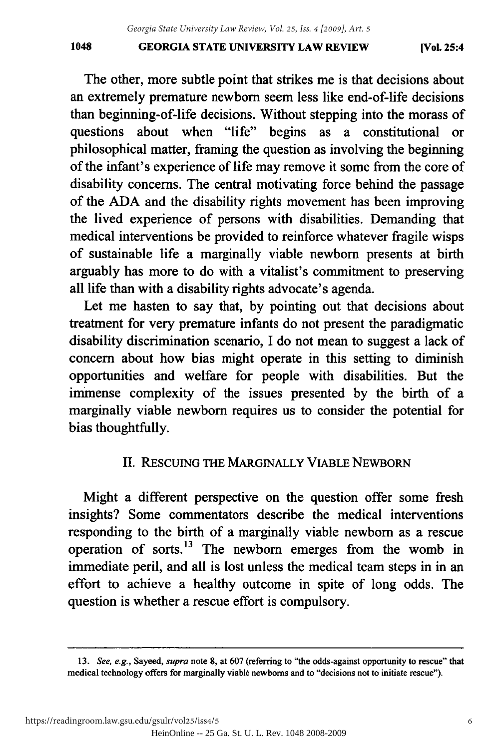The other, more subtle point that strikes me is that decisions about an extremely premature newborn seem less like end-of-life decisions than beginning-of-life decisions. Without stepping into the morass of questions about when "life" begins as a constitutional or philosophical matter, framing the question as involving the beginning of the infant's experience of life may remove it some from the core of disability concerns. The central motivating force behind the passage of the ADA and the disability rights movement has been improving the lived experience of persons with disabilities. Demanding that medical interventions be provided to reinforce whatever fragile wisps of sustainable life a marginally viable newborn presents at birth arguably has more to do with a vitalist's commitment to preserving all life than with a disability rights advocate's agenda.

Let me hasten to say that, by pointing out that decisions about treatment for very premature infants do not present the paradigmatic disability discrimination scenario, I do not mean to suggest a lack of concern about how bias might operate in this setting to diminish opportunities and welfare for people with disabilities. But the immense complexity of the issues presented by the birth of a marginally viable newborn requires us to consider the potential for bias thoughtfully.

## II. RESCUING THE MARGINALLY VIABLE NEWBORN

Might a different perspective on the question offer some fresh insights? Some commentators describe the medical interventions responding to the birth of a marginally viable newborn as a rescue operation of sorts.[13] The newborn emerges from the womb in immediate peril, and all is lost unless the medical team steps in in an effort to achieve a healthy outcome in spite of long odds. The question is whether a rescue effort is compulsory.

---

13. *See, e.g.*, Sayeed, *supra* note 8, at 607 (referring to "the odds-against opportunity to rescue" that medical technology offers for marginally viable newborns and to "decisions not to initiate rescue").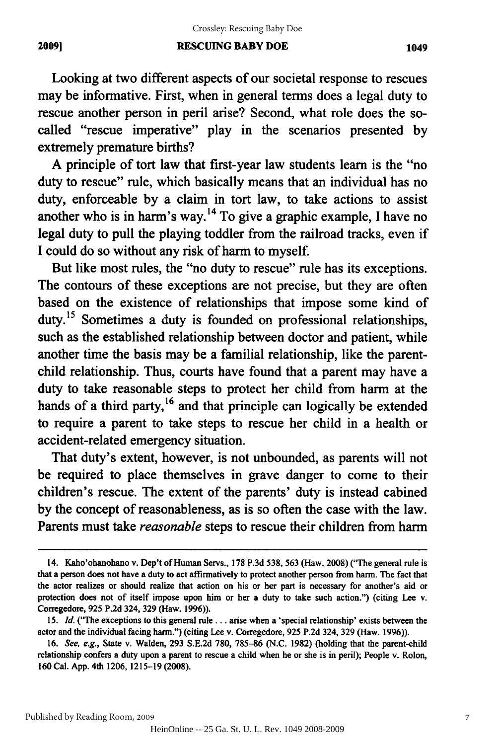Looking at two different aspects of our societal response to rescues may be informative. First, when in general terms does a legal duty to rescue another person in peril arise? Second, what role does the so-called "rescue imperative" play in the scenarios presented by extremely premature births?

A principle of tort law that first-year law students learn is the "no duty to rescue" rule, which basically means that an individual has no duty, enforceable by a claim in tort law, to take actions to assist another who is in harm's way.[14] To give a graphic example, I have no legal duty to pull the playing toddler from the railroad tracks, even if I could do so without any risk of harm to myself.

But like most rules, the "no duty to rescue" rule has its exceptions. The contours of these exceptions are not precise, but they are often based on the existence of relationships that impose some kind of duty.[15] Sometimes a duty is founded on professional relationships, such as the established relationship between doctor and patient, while another time the basis may be a familial relationship, like the parent-child relationship. Thus, courts have found that a parent may have a duty to take reasonable steps to protect her child from harm at the hands of a third party,[16] and that principle can logically be extended to require a parent to take steps to rescue her child in a health or accident-related emergency situation.

That duty's extent, however, is not unbounded, as parents will not be required to place themselves in grave danger to come to their children's rescue. The extent of the parents' duty is instead cabined by the concept of reasonableness, as is so often the case with the law. Parents must take *reasonable* steps to rescue their children from harm

---

14. Kaho'ohanohano v. Dep't of Human Servs., 178 P.3d 538, 563 (Haw. 2008) ("The general rule is that a person does not have a duty to act affirmatively to protect another person from harm. The fact that the actor realizes or should realize that action on his or her part is necessary for another's aid or protection does not of itself impose upon him or her a duty to take such action.") (citing Lee v. Corregedore, 925 P.2d 324, 329 (Haw. 1996)).

15. *Id.* ("The exceptions to this general rule . . . arise when a 'special relationship' exists between the actor and the individual facing harm.") (citing Lee v. Corregedore, 925 P.2d 324, 329 (Haw. 1996)).

16. *See, e.g.*, State v. Walden, 293 S.E.2d 780, 785–86 (N.C. 1982) (holding that the parent-child relationship confers a duty upon a parent to rescue a child when he or she is in peril); People v. Rolon, 160 Cal. App. 4th 1206, 1215–19 (2008).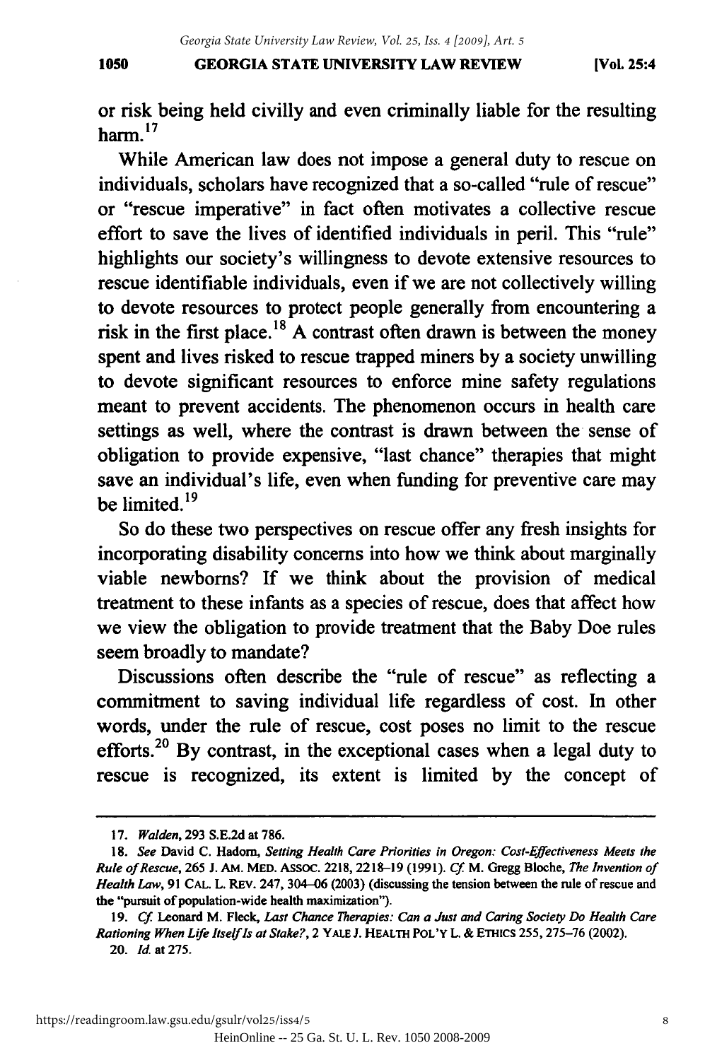or risk being held civilly and even criminally liable for the resulting harm.[17]

While American law does not impose a general duty to rescue on individuals, scholars have recognized that a so-called "rule of rescue" or "rescue imperative" in fact often motivates a collective rescue effort to save the lives of identified individuals in peril. This "rule" highlights our society's willingness to devote extensive resources to rescue identifiable individuals, even if we are not collectively willing to devote resources to protect people generally from encountering a risk in the first place.[18] A contrast often drawn is between the money spent and lives risked to rescue trapped miners by a society unwilling to devote significant resources to enforce mine safety regulations meant to prevent accidents. The phenomenon occurs in health care settings as well, where the contrast is drawn between the sense of obligation to provide expensive, "last chance" therapies that might save an individual's life, even when funding for preventive care may be limited.[19]

So do these two perspectives on rescue offer any fresh insights for incorporating disability concerns into how we think about marginally viable newborns? If we think about the provision of medical treatment to these infants as a species of rescue, does that affect how we view the obligation to provide treatment that the Baby Doe rules seem broadly to mandate?

Discussions often describe the "rule of rescue" as reflecting a commitment to saving individual life regardless of cost. In other words, under the rule of rescue, cost poses no limit to the rescue efforts.[20] By contrast, in the exceptional cases when a legal duty to rescue is recognized, its extent is limited by the concept of

---

17. *Walden*, 293 S.E.2d at 786.

18. *See* David C. Hadorn, *Setting Health Care Priorities in Oregon: Cost-Effectiveness Meets the Rule of Rescue*, 265 J. AM. MED. ASSOC. 2218, 2218–19 (1991). *Cf.* M. Gregg Bloche, *The Invention of Health Law*, 91 CAL. L. REV. 247, 304–06 (2003) (discussing the tension between the rule of rescue and the "pursuit of population-wide health maximization").

19. *Cf.* Leonard M. Fleck, *Last Chance Therapies: Can a Just and Caring Society Do Health Care Rationing When Life Itself Is at Stake?*, 2 YALE J. HEALTH POL'Y L. & ETHICS 255, 275–76 (2002).

20. *Id.* at 275.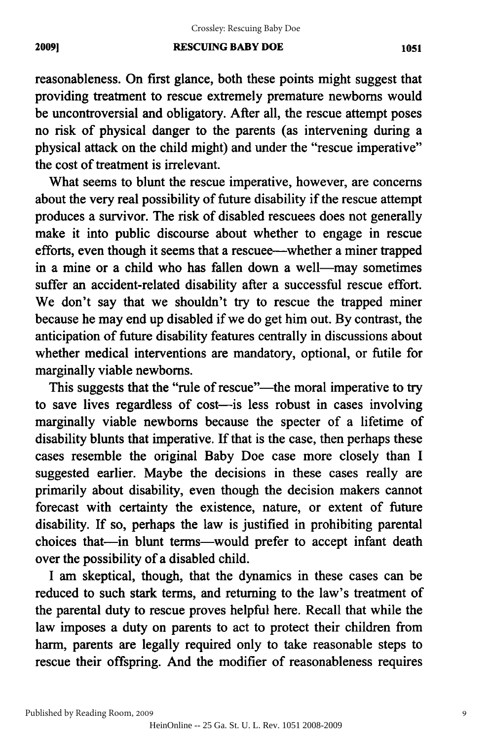reasonableness. On first glance, both these points might suggest that providing treatment to rescue extremely premature newborns would be uncontroversial and obligatory. After all, the rescue attempt poses no risk of physical danger to the parents (as intervening during a physical attack on the child might) and under the "rescue imperative" the cost of treatment is irrelevant.

What seems to blunt the rescue imperative, however, are concerns about the very real possibility of future disability if the rescue attempt produces a survivor. The risk of disabled rescuees does not generally make it into public discourse about whether to engage in rescue efforts, even though it seems that a rescuee—whether a miner trapped in a mine or a child who has fallen down a well—may sometimes suffer an accident-related disability after a successful rescue effort. We don't say that we shouldn't try to rescue the trapped miner because he may end up disabled if we do get him out. By contrast, the anticipation of future disability features centrally in discussions about whether medical interventions are mandatory, optional, or futile for marginally viable newborns.

This suggests that the "rule of rescue"—the moral imperative to try to save lives regardless of cost—is less robust in cases involving marginally viable newborns because the specter of a lifetime of disability blunts that imperative. If that is the case, then perhaps these cases resemble the original Baby Doe case more closely than I suggested earlier. Maybe the decisions in these cases really are primarily about disability, even though the decision makers cannot forecast with certainty the existence, nature, or extent of future disability. If so, perhaps the law is justified in prohibiting parental choices that—in blunt terms—would prefer to accept infant death over the possibility of a disabled child.

I am skeptical, though, that the dynamics in these cases can be reduced to such stark terms, and returning to the law's treatment of the parental duty to rescue proves helpful here. Recall that while the law imposes a duty on parents to act to protect their children from harm, parents are legally required only to take reasonable steps to rescue their offspring. And the modifier of reasonableness requires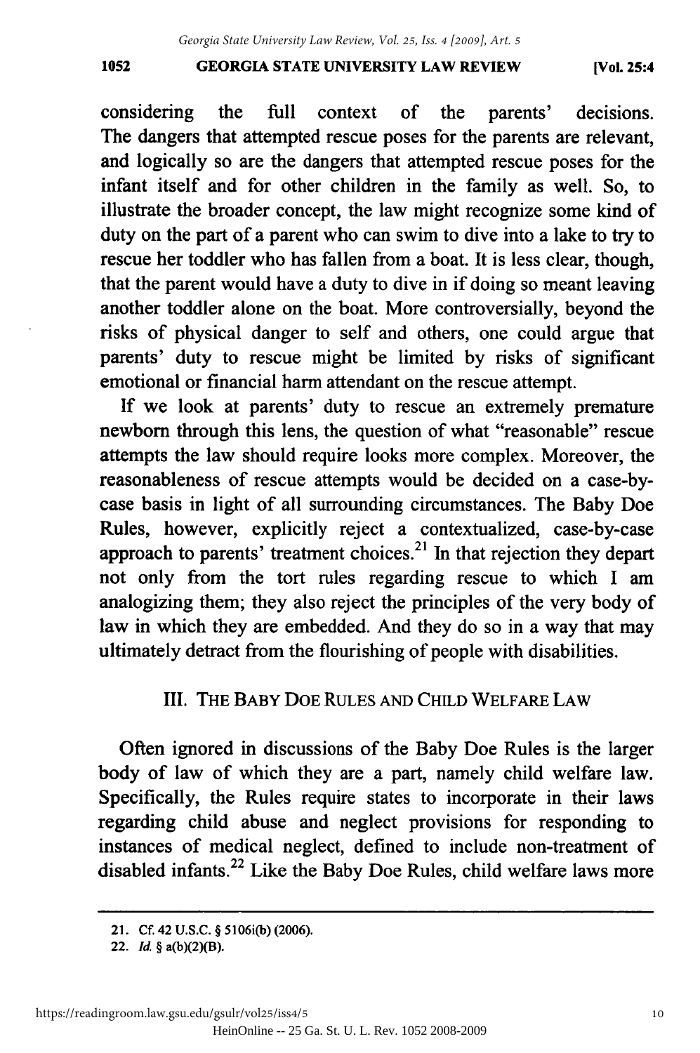considering the full context of the parents' decisions. The dangers that attempted rescue poses for the parents are relevant, and logically so are the dangers that attempted rescue poses for the infant itself and for other children in the family as well. So, to illustrate the broader concept, the law might recognize some kind of duty on the part of a parent who can swim to dive into a lake to try to rescue her toddler who has fallen from a boat. It is less clear, though, that the parent would have a duty to dive in if doing so meant leaving another toddler alone on the boat. More controversially, beyond the risks of physical danger to self and others, one could argue that parents' duty to rescue might be limited by risks of significant emotional or financial harm attendant on the rescue attempt.

If we look at parents' duty to rescue an extremely premature newborn through this lens, the question of what "reasonable" rescue attempts the law should require looks more complex. Moreover, the reasonableness of rescue attempts would be decided on a case-by-case basis in light of all surrounding circumstances. The Baby Doe Rules, however, explicitly reject a contextualized, case-by-case approach to parents' treatment choices.[21] In that rejection they depart not only from the tort rules regarding rescue to which I am analogizing them; they also reject the principles of the very body of law in which they are embedded. And they do so in a way that may ultimately detract from the flourishing of people with disabilities.

## III. The Baby Doe Rules and Child Welfare Law

Often ignored in discussions of the Baby Doe Rules is the larger body of law of which they are a part, namely child welfare law. Specifically, the Rules require states to incorporate in their laws regarding child abuse and neglect provisions for responding to instances of medical neglect, defined to include non-treatment of disabled infants.[22] Like the Baby Doe Rules, child welfare laws more

---

21. Cf. 42 U.S.C. § 5106i(b) (2006).

22. *Id.* § a(b)(2)(B).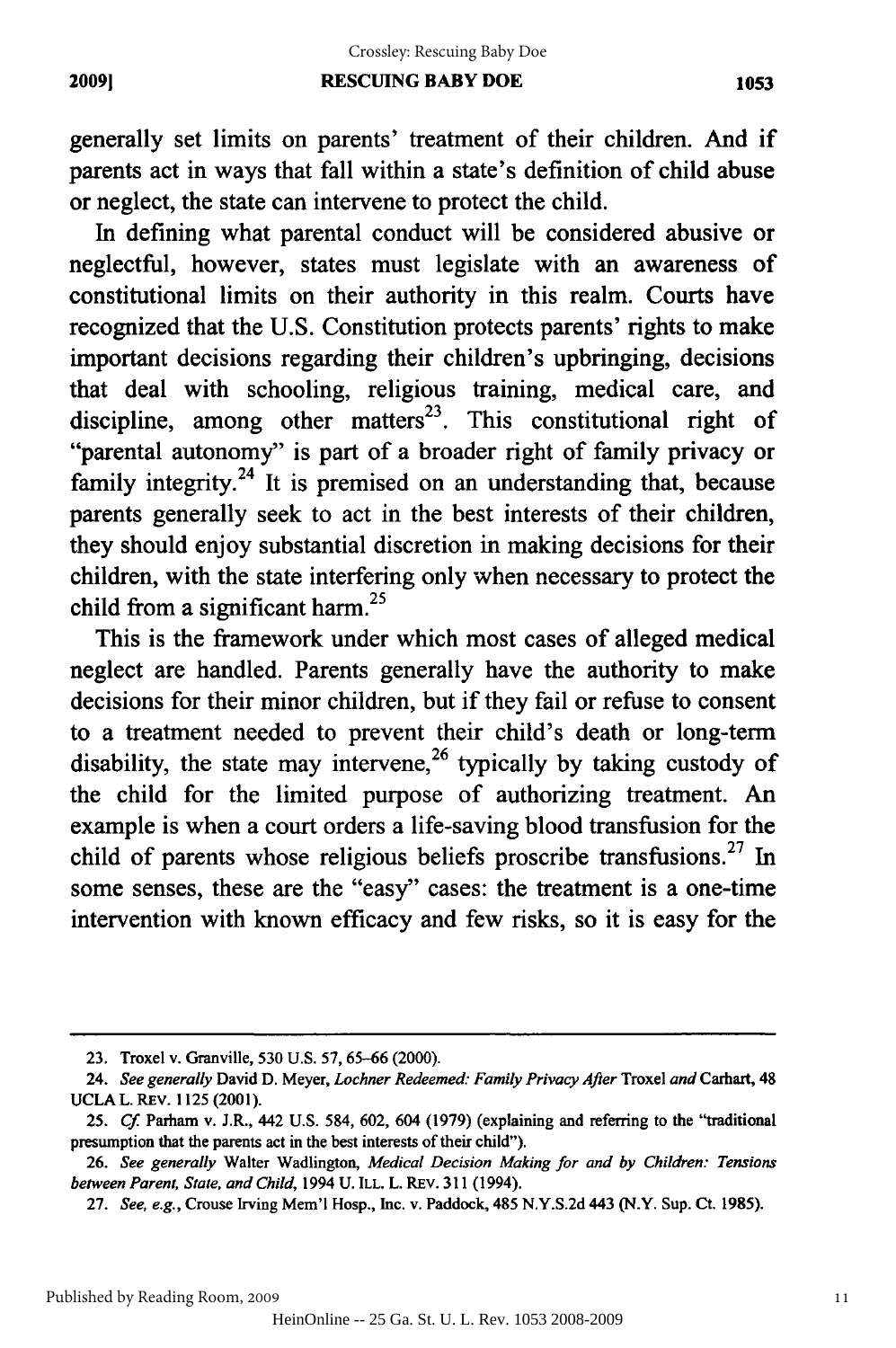generally set limits on parents' treatment of their children. And if parents act in ways that fall within a state's definition of child abuse or neglect, the state can intervene to protect the child.

In defining what parental conduct will be considered abusive or neglectful, however, states must legislate with an awareness of constitutional limits on their authority in this realm. Courts have recognized that the U.S. Constitution protects parents' rights to make important decisions regarding their children's upbringing, decisions that deal with schooling, religious training, medical care, and discipline, among other matters[23]. This constitutional right of "parental autonomy" is part of a broader right of family privacy or family integrity.[24] It is premised on an understanding that, because parents generally seek to act in the best interests of their children, they should enjoy substantial discretion in making decisions for their children, with the state interfering only when necessary to protect the child from a significant harm.[25]

This is the framework under which most cases of alleged medical neglect are handled. Parents generally have the authority to make decisions for their minor children, but if they fail or refuse to consent to a treatment needed to prevent their child's death or long-term disability, the state may intervene,[26] typically by taking custody of the child for the limited purpose of authorizing treatment. An example is when a court orders a life-saving blood transfusion for the child of parents whose religious beliefs proscribe transfusions.[27] In some senses, these are the "easy" cases: the treatment is a one-time intervention with known efficacy and few risks, so it is easy for the

---

23. Troxel v. Granville, 530 U.S. 57, 65–66 (2000).

24. *See generally* David D. Meyer, *Lochner Redeemed: Family Privacy After* Troxel *and* Carhart, 48 UCLA L. REV. 1125 (2001).

25. *Cf.* Parham v. J.R., 442 U.S. 584, 602, 604 (1979) (explaining and referring to the "traditional presumption that the parents act in the best interests of their child").

26. *See generally* Walter Wadlington, *Medical Decision Making for and by Children: Tensions between Parent, State, and Child*, 1994 U. ILL. L. REV. 311 (1994).

27. *See, e.g.*, Crouse Irving Mem'l Hosp., Inc. v. Paddock, 485 N.Y.S.2d 443 (N.Y. Sup. Ct. 1985).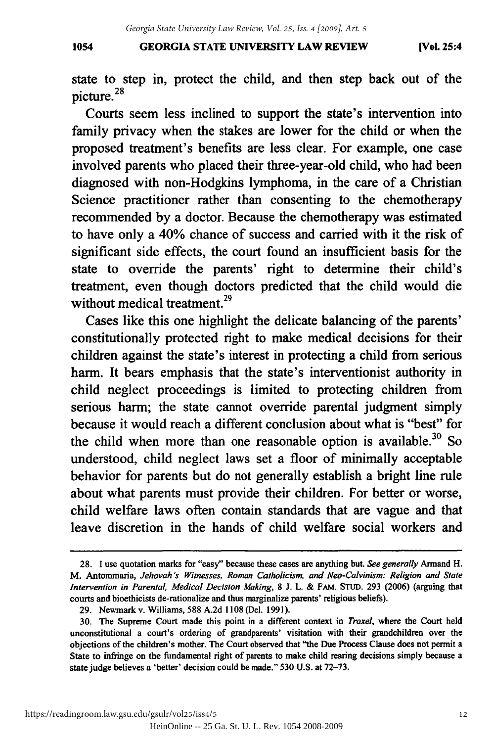state to step in, protect the child, and then step back out of the picture.[28]

Courts seem less inclined to support the state's intervention into family privacy when the stakes are lower for the child or when the proposed treatment's benefits are less clear. For example, one case involved parents who placed their three-year-old child, who had been diagnosed with non-Hodgkins lymphoma, in the care of a Christian Science practitioner rather than consenting to the chemotherapy recommended by a doctor. Because the chemotherapy was estimated to have only a 40% chance of success and carried with it the risk of significant side effects, the court found an insufficient basis for the state to override the parents' right to determine their child's treatment, even though doctors predicted that the child would die without medical treatment.[29]

Cases like this one highlight the delicate balancing of the parents' constitutionally protected right to make medical decisions for their children against the state's interest in protecting a child from serious harm. It bears emphasis that the state's interventionist authority in child neglect proceedings is limited to protecting children from serious harm; the state cannot override parental judgment simply because it would reach a different conclusion about what is "best" for the child when more than one reasonable option is available.[30] So understood, child neglect laws set a floor of minimally acceptable behavior for parents but do not generally establish a bright line rule about what parents must provide their children. For better or worse, child welfare laws often contain standards that are vague and that leave discretion in the hands of child welfare social workers and

---

28. I use quotation marks for "easy" because these cases are anything but. *See generally* Armand H. M. Antommaria, *Jehovah's Witnesses, Roman Catholicism, and Neo-Calvinism: Religion and State Intervention in Parental, Medical Decision Making*, 8 J. L. & FAM. STUD. 293 (2006) (arguing that courts and bioethicists de-rationalize and thus marginalize parents' religious beliefs).

29. Newmark v. Williams, 588 A.2d 1108 (Del. 1991).

30. The Supreme Court made this point in a different context in *Troxel*, where the Court held unconstitutional a court's ordering of grandparents' visitation with their grandchildren over the objections of the children's mother. The Court observed that "the Due Process Clause does not permit a State to infringe on the fundamental right of parents to make child rearing decisions simply because a state judge believes a 'better' decision could be made." 530 U.S. at 72–73.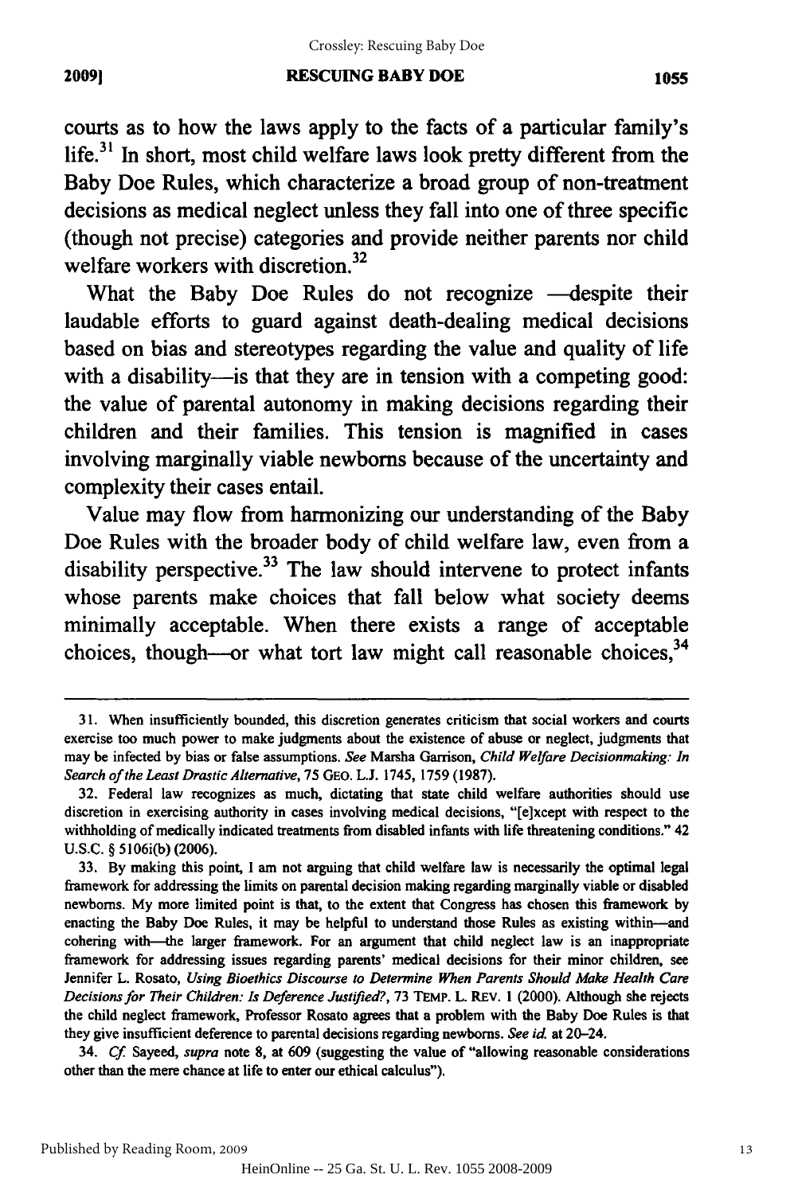courts as to how the laws apply to the facts of a particular family's life.[31] In short, most child welfare laws look pretty different from the Baby Doe Rules, which characterize a broad group of non-treatment decisions as medical neglect unless they fall into one of three specific (though not precise) categories and provide neither parents nor child welfare workers with discretion.[32]

What the Baby Doe Rules do not recognize —despite their laudable efforts to guard against death-dealing medical decisions based on bias and stereotypes regarding the value and quality of life with a disability—is that they are in tension with a competing good: the value of parental autonomy in making decisions regarding their children and their families. This tension is magnified in cases involving marginally viable newborns because of the uncertainty and complexity their cases entail.

Value may flow from harmonizing our understanding of the Baby Doe Rules with the broader body of child welfare law, even from a disability perspective.[33] The law should intervene to protect infants whose parents make choices that fall below what society deems minimally acceptable. When there exists a range of acceptable choices, though—or what tort law might call reasonable choices,[34]

---

31. When insufficiently bounded, this discretion generates criticism that social workers and courts exercise too much power to make judgments about the existence of abuse or neglect, judgments that may be infected by bias or false assumptions. *See* Marsha Garrison, *Child Welfare Decisionmaking: In Search of the Least Drastic Alternative*, 75 GEO. L.J. 1745, 1759 (1987).

32. Federal law recognizes as much, dictating that state child welfare authorities should use discretion in exercising authority in cases involving medical decisions, "[e]xcept with respect to the withholding of medically indicated treatments from disabled infants with life threatening conditions." 42 U.S.C. § 5106i(b) (2006).

33. By making this point, I am not arguing that child welfare law is necessarily the optimal legal framework for addressing the limits on parental decision making regarding marginally viable or disabled newborns. My more limited point is that, to the extent that Congress has chosen this framework by enacting the Baby Doe Rules, it may be helpful to understand those Rules as existing within—and cohering with—the larger framework. For an argument that child neglect law is an inappropriate framework for addressing issues regarding parents' medical decisions for their minor children, see Jennifer L. Rosato, *Using Bioethics Discourse to Determine When Parents Should Make Health Care Decisions for Their Children: Is Deference Justified?*, 73 TEMP. L. REV. 1 (2000). Although she rejects the child neglect framework, Professor Rosato agrees that a problem with the Baby Doe Rules is that they give insufficient deference to parental decisions regarding newborns. *See id.* at 20–24.

34. *Cf.* Sayeed, *supra* note 8, at 609 (suggesting the value of "allowing reasonable considerations other than the mere chance at life to enter our ethical calculus").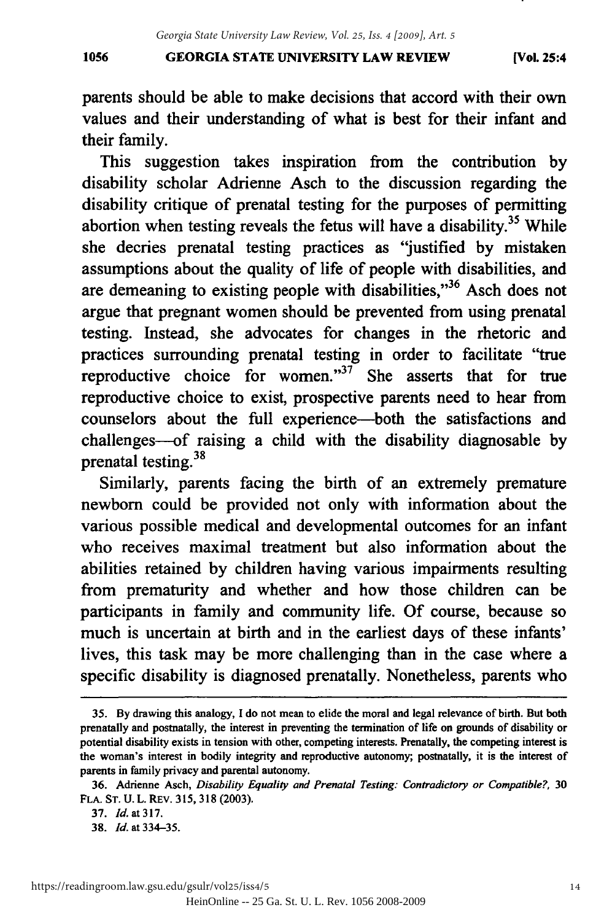parents should be able to make decisions that accord with their own values and their understanding of what is best for their infant and their family.

This suggestion takes inspiration from the contribution by disability scholar Adrienne Asch to the discussion regarding the disability critique of prenatal testing for the purposes of permitting abortion when testing reveals the fetus will have a disability.[35] While she decries prenatal testing practices as "justified by mistaken assumptions about the quality of life of people with disabilities, and are demeaning to existing people with disabilities,"[36] Asch does not argue that pregnant women should be prevented from using prenatal testing. Instead, she advocates for changes in the rhetoric and practices surrounding prenatal testing in order to facilitate "true reproductive choice for women."[37] She asserts that for true reproductive choice to exist, prospective parents need to hear from counselors about the full experience—both the satisfactions and challenges—of raising a child with the disability diagnosable by prenatal testing.[38]

Similarly, parents facing the birth of an extremely premature newborn could be provided not only with information about the various possible medical and developmental outcomes for an infant who receives maximal treatment but also information about the abilities retained by children having various impairments resulting from prematurity and whether and how those children can be participants in family and community life. Of course, because so much is uncertain at birth and in the earliest days of these infants' lives, this task may be more challenging than in the case where a specific disability is diagnosed prenatally. Nonetheless, parents who

---

35. By drawing this analogy, I do not mean to elide the moral and legal relevance of birth. But both prenatally and postnatally, the interest in preventing the termination of life on grounds of disability or potential disability exists in tension with other, competing interests. Prenatally, the competing interest is the woman's interest in bodily integrity and reproductive autonomy; postnatally, it is the interest of parents in family privacy and parental autonomy.

36. Adrienne Asch, *Disability Equality and Prenatal Testing: Contradictory or Compatible?*, 30 FLA. ST. U. L. REV. 315, 318 (2003).

37. *Id.* at 317.

38. *Id.* at 334–35.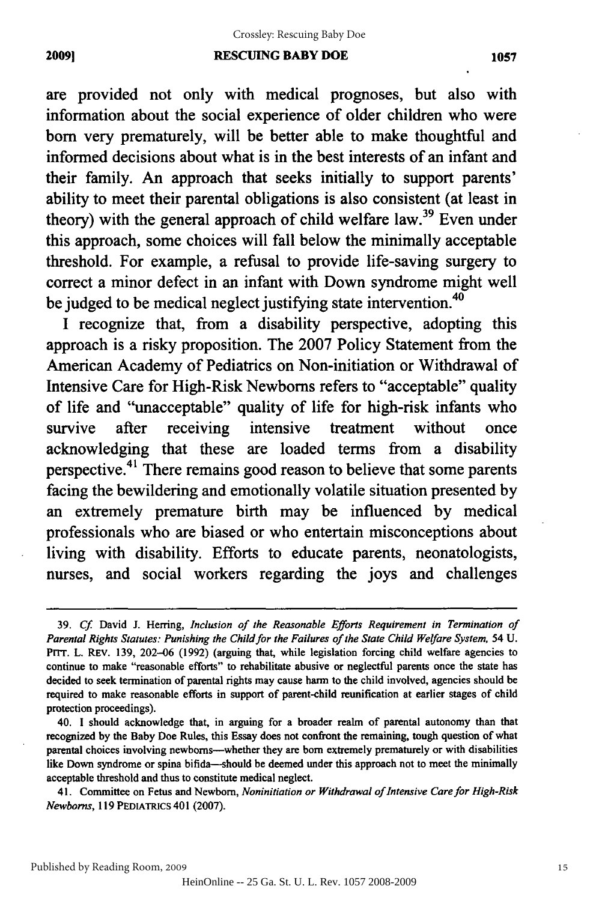are provided not only with medical prognoses, but also with information about the social experience of older children who were born very prematurely, will be better able to make thoughtful and informed decisions about what is in the best interests of an infant and their family. An approach that seeks initially to support parents' ability to meet their parental obligations is also consistent (at least in theory) with the general approach of child welfare law.[39] Even under this approach, some choices will fall below the minimally acceptable threshold. For example, a refusal to provide life-saving surgery to correct a minor defect in an infant with Down syndrome might well be judged to be medical neglect justifying state intervention.[40]

I recognize that, from a disability perspective, adopting this approach is a risky proposition. The 2007 Policy Statement from the American Academy of Pediatrics on Non-initiation or Withdrawal of Intensive Care for High-Risk Newborns refers to "acceptable" quality of life and "unacceptable" quality of life for high-risk infants who survive after receiving intensive treatment without once acknowledging that these are loaded terms from a disability perspective.[41] There remains good reason to believe that some parents facing the bewildering and emotionally volatile situation presented by an extremely premature birth may be influenced by medical professionals who are biased or who entertain misconceptions about living with disability. Efforts to educate parents, neonatologists, nurses, and social workers regarding the joys and challenges

---

39. *Cf.* David J. Herring, *Inclusion of the Reasonable Efforts Requirement in Termination of Parental Rights Statutes: Punishing the Child for the Failures of the State Child Welfare System*, 54 U. PITT. L. REV. 139, 202–06 (1992) (arguing that, while legislation forcing child welfare agencies to continue to make "reasonable efforts" to rehabilitate abusive or neglectful parents once the state has decided to seek termination of parental rights may cause harm to the child involved, agencies should be required to make reasonable efforts in support of parent-child reunification at earlier stages of child protection proceedings).

40. I should acknowledge that, in arguing for a broader realm of parental autonomy than that recognized by the Baby Doe Rules, this Essay does not confront the remaining, tough question of what parental choices involving newborns—whether they are born extremely prematurely or with disabilities like Down syndrome or spina bifida—should be deemed under this approach not to meet the minimally acceptable threshold and thus to constitute medical neglect.

41. Committee on Fetus and Newborn, *Noninitiation or Withdrawal of Intensive Care for High-Risk Newborns*, 119 PEDIATRICS 401 (2007).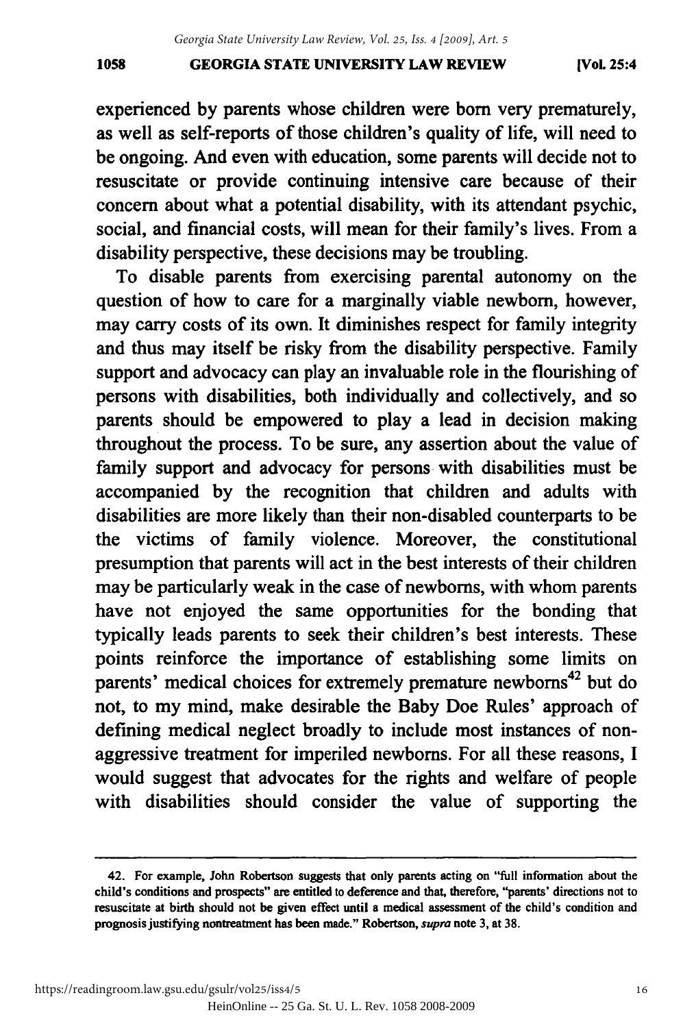experienced by parents whose children were born very prematurely, as well as self-reports of those children's quality of life, will need to be ongoing. And even with education, some parents will decide not to resuscitate or provide continuing intensive care because of their concern about what a potential disability, with its attendant psychic, social, and financial costs, will mean for their family's lives. From a disability perspective, these decisions may be troubling.

To disable parents from exercising parental autonomy on the question of how to care for a marginally viable newborn, however, may carry costs of its own. It diminishes respect for family integrity and thus may itself be risky from the disability perspective. Family support and advocacy can play an invaluable role in the flourishing of persons with disabilities, both individually and collectively, and so parents should be empowered to play a lead in decision making throughout the process. To be sure, any assertion about the value of family support and advocacy for persons with disabilities must be accompanied by the recognition that children and adults with disabilities are more likely than their non-disabled counterparts to be the victims of family violence. Moreover, the constitutional presumption that parents will act in the best interests of their children may be particularly weak in the case of newborns, with whom parents have not enjoyed the same opportunities for the bonding that typically leads parents to seek their children's best interests. These points reinforce the importance of establishing some limits on parents' medical choices for extremely premature newborns[42] but do not, to my mind, make desirable the Baby Doe Rules' approach of defining medical neglect broadly to include most instances of non-aggressive treatment for imperiled newborns. For all these reasons, I would suggest that advocates for the rights and welfare of people with disabilities should consider the value of supporting the

---

42. For example, John Robertson suggests that only parents acting on "full information about the child's conditions and prospects" are entitled to deference and that, therefore, "parents' directions not to resuscitate at birth should not be given effect until a medical assessment of the child's condition and prognosis justifying nontreatment has been made." Robertson, *supra* note 3, at 38.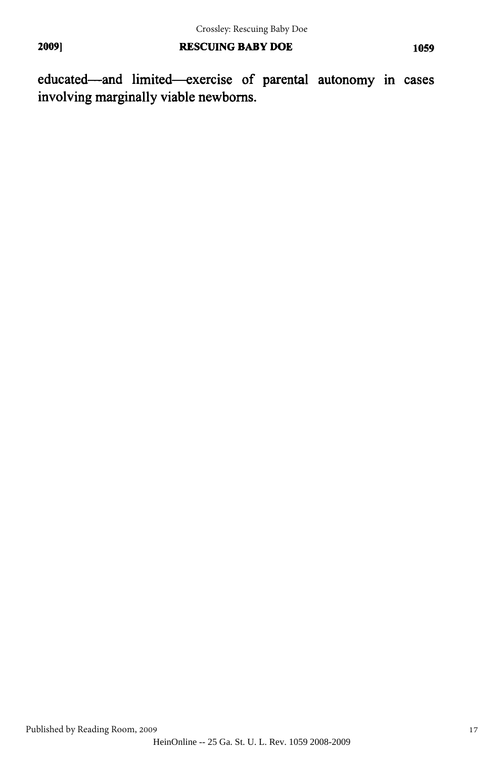educated—and limited—exercise of parental autonomy in cases involving marginally viable newborns.